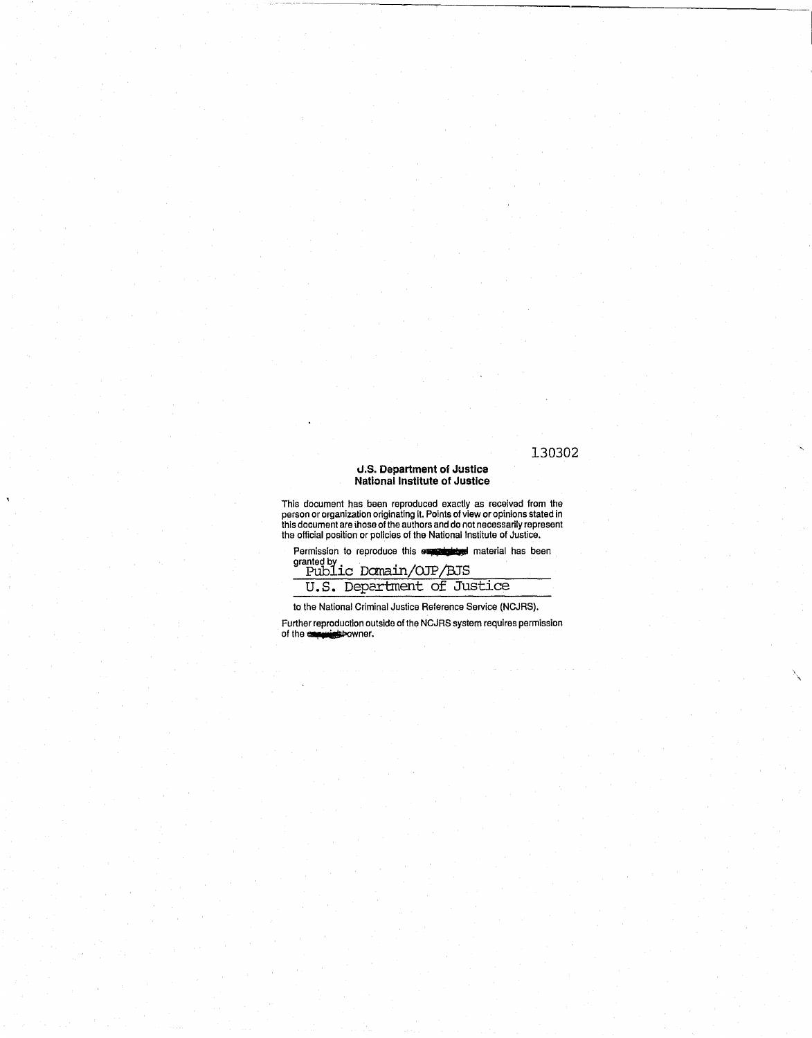130302

**U.S. Department of Justice**
**National Institute of Justice**

This document has been reproduced exactly as received from the person or organization originating it. Points of view or opinions stated in this document are those of the authors and do not necessarily represent the official position or policies of the National Institute of Justice.

Permission to reproduce this material has been granted by
Public Domain/OJP/BJS
U.S. Department of Justice

to the National Criminal Justice Reference Service (NCJRS).

Further reproduction outside of the NCJRS system requires permission of the owner.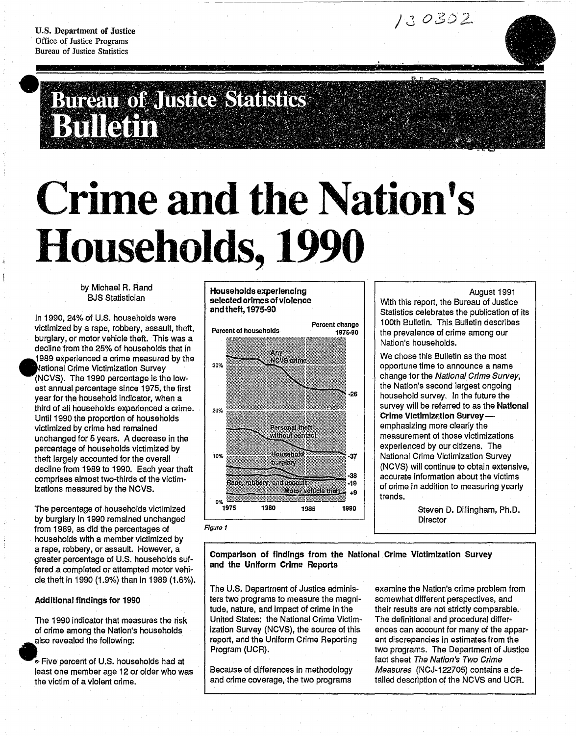U.S. Department of Justice
Office of Justice Programs
Bureau of Justice Statistics

# Bureau of Justice Statistics Bulletin

# Crime and the Nation's Households, 1990

by Michael R. Rand
BJS Statistician

In 1990, 24% of U.S. households were victimized by a rape, robbery, assault, theft, burglary, or motor vehicle theft. This was a decline from the 25% of households that in 1989 experienced a crime measured by the National Crime Victimization Survey (NCVS). The 1990 percentage is the lowest annual percentage since 1975, the first year for the household indicator, when a third of all households experienced a crime. Until 1990 the proportion of households victimized by crime had remained unchanged for 5 years. A decrease in the percentage of households victimized by theft largely accounted for the overall decline from 1989 to 1990. Each year theft comprises almost two-thirds of the victimizations measured by the NCVS.

The percentage of households victimized by burglary in 1990 remained unchanged from 1989, as did the percentages of households with a member victimized by a rape, robbery, or assault. However, a greater percentage of U.S. households suffered a completed or attempted motor vehicle theft in 1990 (1.9%) than in 1989 (1.6%).

### Additional findings for 1990

The 1990 indicator that measures the risk of crime among the Nation's households also revealed the following:

- Five percent of U.S. households had at least one member age 12 or older who was the victim of a violent crime.

**Households experiencing selected crimes of violence and theft, 1975-90**

| Crime | Percent change 1975-90 |
|---|---|
| Any NCVS crime | -26 |
| Personal theft without contact | -37 |
| Household burglary | -38 |
| Rape, robbery, and assault | -19 |
| Motor vehicle theft | +9 |

*Figure 1*

August 1991

With this report, the Bureau of Justice Statistics celebrates the publication of its 100th Bulletin. This Bulletin describes the prevalence of crime among our Nation's households.

We chose this Bulletin as the most opportune time to announce a name change for the *National Crime Survey*, the Nation's second largest ongoing household survey. In the future the survey will be referred to as the **National Crime Victimization Survey** — emphasizing more clearly the measurement of those victimizations experienced by our citizens. The National Crime Victimization Survey (NCVS) will continue to obtain extensive, accurate information about the victims of crime in addition to measuring yearly trends.

Steven D. Dillingham, Ph.D.
Director

**Comparison of findings from the National Crime Victimization Survey and the Uniform Crime Reports**

The U.S. Department of Justice administers two programs to measure the magnitude, nature, and impact of crime in the United States: the National Crime Victimization Survey (NCVS), the source of this report, and the Uniform Crime Reporting Program (UCR).

Because of differences in methodology and crime coverage, the two programs examine the Nation's crime problem from somewhat different perspectives, and their results are not strictly comparable. The definitional and procedural differences can account for many of the apparent discrepancies in estimates from the two programs. The Department of Justice fact sheet *The Nation's Two Crime Measures* (NCJ-122705) contains a detailed description of the NCVS and UCR.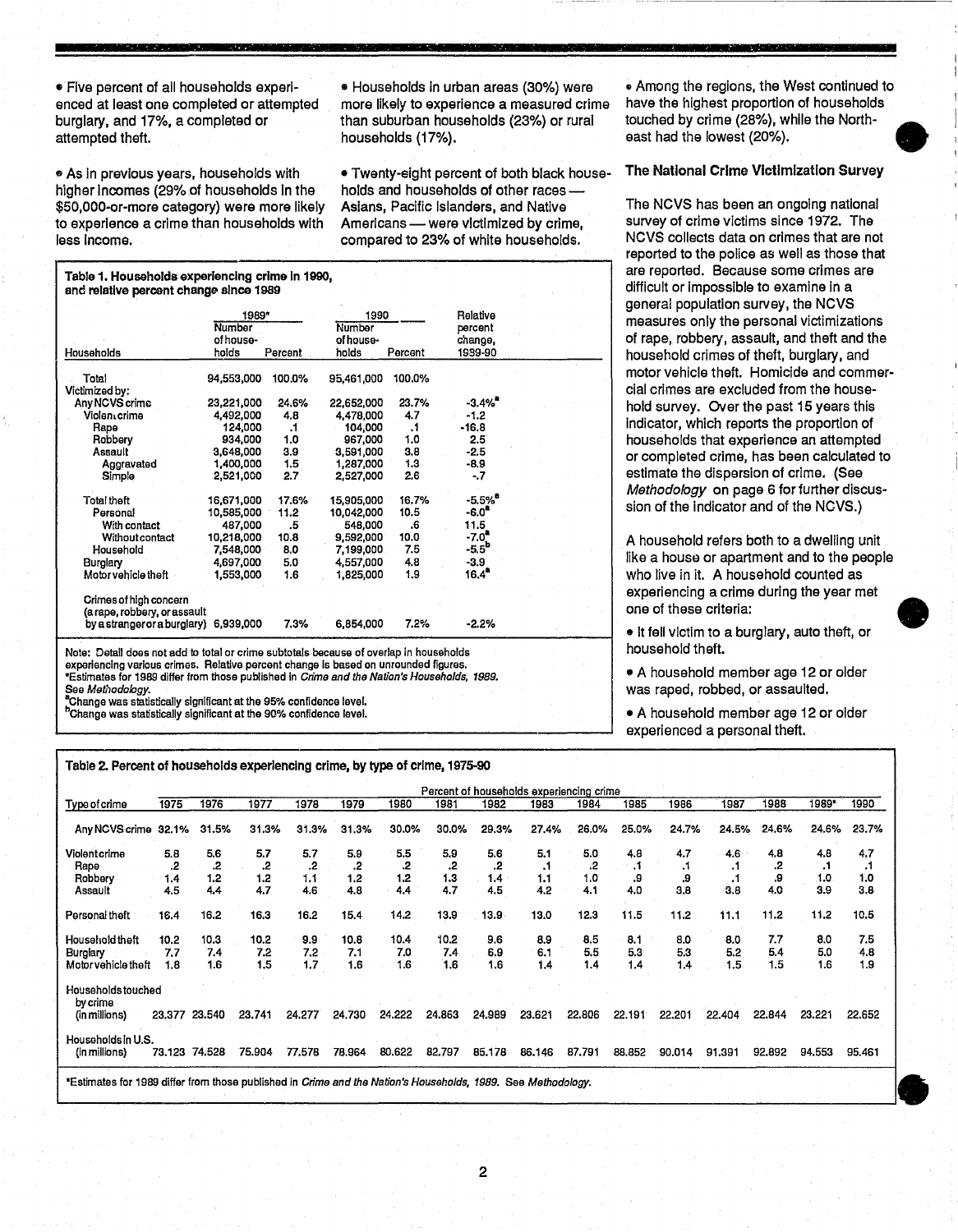- Five percent of all households experienced at least one completed or attempted burglary, and 17%, a completed or attempted theft.

- As in previous years, households with higher incomes (29% of households in the $50,000-or-more category) were more likely to experience a crime than households with less income.

- Households in urban areas (30%) were more likely to experience a measured crime than suburban households (23%) or rural households (17%).

- Twenty-eight percent of both black households and households of other races — Asians, Pacific Islanders, and Native Americans — were victimized by crime, compared to 23% of white households.

- Among the regions, the West continued to have the highest proportion of households touched by crime (28%), while the Northeast had the lowest (20%).

**Table 1. Households experiencing crime in 1990, and relative percent change since 1989**

| Households | 1989* Number of households | 1989* Percent | 1990 Number of households | 1990 Percent | Relative percent change, 1989-90 |
|---|---|---|---|---|---|
| Total | 94,553,000 | 100.0% | 95,461,000 | 100.0% | |
| Victimized by: | | | | | |
| Any NCVS crime | 23,221,000 | 24.6% | 22,652,000 | 23.7% | -3.4%[a] |
| Violent crime | 4,492,000 | 4.8 | 4,478,000 | 4.7 | -1.2 |
| Rape | 124,000 | .1 | 104,000 | .1 | -16.8 |
| Robbery | 934,000 | 1.0 | 967,000 | 1.0 | 2.5 |
| Assault | 3,648,000 | 3.9 | 3,591,000 | 3.8 | -2.5 |
| Aggravated | 1,400,000 | 1.5 | 1,287,000 | 1.3 | -8.9 |
| Simple | 2,521,000 | 2.7 | 2,527,000 | 2.6 | -.7 |
| Total theft | 16,671,000 | 17.6% | 15,905,000 | 16.7% | -5.5%[a] |
| Personal | 10,585,000 | 11.2 | 10,042,000 | 10.5 | -6.0[a] |
| With contact | 487,000 | .5 | 548,000 | .6 | 11.5 |
| Without contact | 10,218,000 | 10.8 | 9,592,000 | 10.0 | -7.0[a] |
| Household | 7,548,000 | 8.0 | 7,199,000 | 7.5 | -5.5[b] |
| Burglary | 4,697,000 | 5.0 | 4,557,000 | 4.8 | -3.9 |
| Motor vehicle theft | 1,553,000 | 1.6 | 1,825,000 | 1.9 | 16.4[a] |
| Crimes of high concern (a rape, robbery, or assault by a stranger or a burglary) | 6,939,000 | 7.3% | 6,854,000 | 7.2% | -2.2% |

Note: Detail does not add to total or crime subtotals because of overlap in households experiencing various crimes. Relative percent change is based on unrounded figures.
*Estimates for 1989 differ from those published in *Crime and the Nation's Households, 1989*. See *Methodology*.
[a]Change was statistically significant at the 95% confidence level.
[b]Change was statistically significant at the 90% confidence level.

## The National Crime Victimization Survey

The NCVS has been an ongoing national survey of crime victims since 1972. The NCVS collects data on crimes that are not reported to the police as well as those that are reported. Because some crimes are difficult or impossible to examine in a general population survey, the NCVS measures only the personal victimizations of rape, robbery, assault, and theft and the household crimes of theft, burglary, and motor vehicle theft. Homicide and commercial crimes are excluded from the household survey. Over the past 15 years this indicator, which reports the proportion of households that experience an attempted or completed crime, has been calculated to estimate the dispersion of crime. (See *Methodology* on page 6 for further discussion of the indicator and of the NCVS.)

A household refers both to a dwelling unit like a house or apartment and to the people who live in it. A household counted as experiencing a crime during the year met one of these criteria:

- It fell victim to a burglary, auto theft, or household theft.
- A household member age 12 or older was raped, robbed, or assaulted.
- A household member age 12 or older experienced a personal theft.

**Table 2. Percent of households experiencing crime, by type of crime, 1975-90**

| Type of crime | 1975 | 1976 | 1977 | 1978 | 1979 | 1980 | 1981 | 1982 | 1983 | 1984 | 1985 | 1986 | 1987 | 1988 | 1989* | 1990 |
|---|---|---|---|---|---|---|---|---|---|---|---|---|---|---|---|---|
| | Percent of households experiencing crime | | | | | | | | | | | | | | | |
| Any NCVS crime | 32.1% | 31.5% | 31.3% | 31.3% | 31.3% | 30.0% | 30.0% | 29.3% | 27.4% | 26.0% | 25.0% | 24.7% | 24.5% | 24.6% | 24.6% | 23.7% |
| Violent crime | 5.8 | 5.6 | 5.7 | 5.7 | 5.9 | 5.5 | 5.9 | 5.6 | 5.1 | 5.0 | 4.8 | 4.7 | 4.6 | 4.8 | 4.8 | 4.7 |
| Rape | .2 | .2 | .2 | .2 | .2 | .2 | .2 | .2 | .1 | .2 | .1 | .1 | .1 | .2 | .1 | .1 |
| Robbery | 1.4 | 1.2 | 1.2 | 1.1 | 1.2 | 1.2 | 1.3 | 1.4 | 1.1 | 1.0 | .9 | .9 | .1 | .9 | 1.0 | 1.0 |
| Assault | 4.5 | 4.4 | 4.7 | 4.6 | 4.8 | 4.4 | 4.7 | 4.5 | 4.2 | 4.1 | 4.0 | 3.8 | 3.8 | 4.0 | 3.9 | 3.8 |
| Personal theft | 16.4 | 16.2 | 16.3 | 16.2 | 15.4 | 14.2 | 13.9 | 13.9 | 13.0 | 12.3 | 11.5 | 11.2 | 11.1 | 11.2 | 11.2 | 10.5 |
| Household theft | 10.2 | 10.3 | 10.2 | 9.9 | 10.8 | 10.4 | 10.2 | 9.6 | 8.9 | 8.5 | 8.1 | 8.0 | 8.0 | 7.7 | 8.0 | 7.5 |
| Burglary | 7.7 | 7.4 | 7.2 | 7.2 | 7.1 | 7.0 | 7.4 | 6.9 | 6.1 | 5.5 | 5.3 | 5.3 | 5.2 | 5.4 | 5.0 | 4.8 |
| Motor vehicle theft | 1.8 | 1.6 | 1.5 | 1.7 | 1.6 | 1.6 | 1.6 | 1.6 | 1.4 | 1.4 | 1.4 | 1.4 | 1.5 | 1.5 | 1.6 | 1.9 |
| Households touched by crime (in millions) | 23.377 | 23.540 | 23.741 | 24.277 | 24.730 | 24.222 | 24.863 | 24.989 | 23.621 | 22.806 | 22.191 | 22.201 | 22.404 | 22.844 | 23.221 | 22.652 |
| Households in U.S. (in millions) | 73.123 | 74.528 | 75.904 | 77.578 | 78.964 | 80.622 | 82.797 | 85.178 | 86.146 | 87.791 | 88.852 | 90.014 | 91.391 | 92.892 | 94.553 | 95.461 |

*Estimates for 1989 differ from those published in *Crime and the Nation's Households, 1989*. See *Methodology*.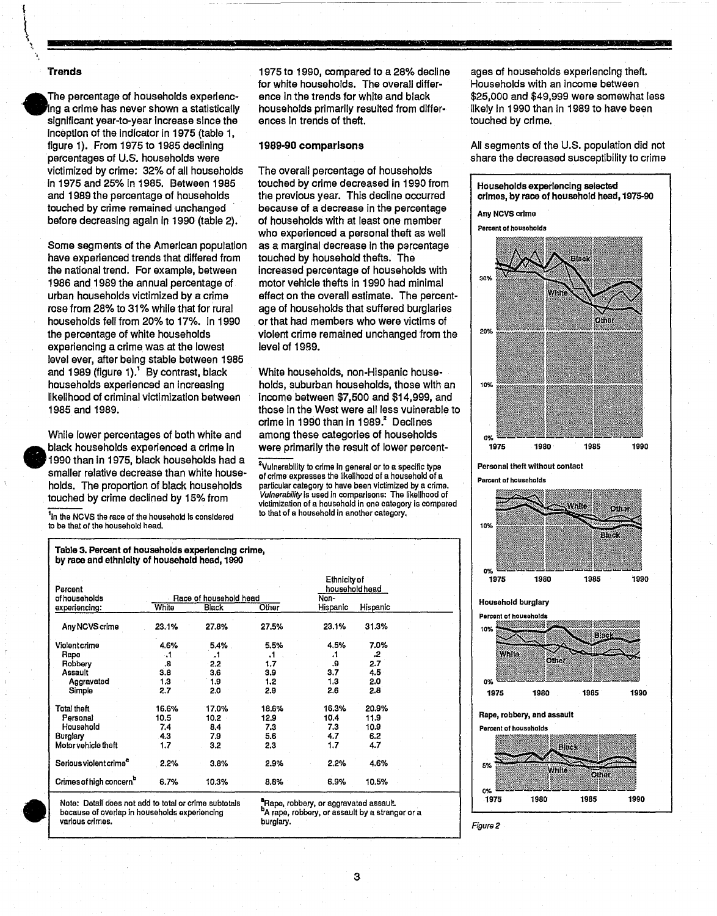## Trends

The percentage of households experiencing a crime has never shown a statistically significant year-to-year increase since the inception of the indicator in 1975 (table 1, figure 1). From 1975 to 1985 declining percentages of U.S. households were victimized by crime: 32% of all households in 1975 and 25% in 1985. Between 1985 and 1989 the percentage of households touched by crime remained unchanged before decreasing again in 1990 (table 2).

Some segments of the American population have experienced trends that differed from the national trend. For example, between 1986 and 1989 the annual percentage of urban households victimized by a crime rose from 28% to 31% while that for rural households fell from 20% to 17%. In 1990 the percentage of white households experiencing a crime was at the lowest level ever, after being stable between 1985 and 1989 (figure 1).[1] By contrast, black households experienced an increasing likelihood of criminal victimization between 1985 and 1989.

While lower percentages of both white and black households experienced a crime in 1990 than in 1975, black households had a smaller relative decrease than white households. The proportion of black households touched by crime declined by 15% from 1975 to 1990, compared to a 28% decline for white households. The overall difference in the trends for white and black households primarily resulted from differences in trends of theft.

[1] In the NCVS the race of the household is considered to be that of the household head.

## 1989-90 comparisons

The overall percentage of households touched by crime decreased in 1990 from the previous year. This decline occurred because of a decrease in the percentage of households with at least one member who experienced a personal theft as well as a marginal decrease in the percentage touched by household thefts. The increased percentage of households with motor vehicle thefts in 1990 had minimal effect on the overall estimate. The percentage of households that suffered burglaries or that had members who were victims of violent crime remained unchanged from the level of 1989.

White households, non-Hispanic households, suburban households, those with an income between $7,500 and $14,999, and those in the West were all less vulnerable to crime in 1990 than in 1989.[2] Declines among these categories of households were primarily the result of lower percentages of households experiencing theft. Households with an income between $25,000 and $49,999 were somewhat less likely in 1990 than in 1989 to have been touched by crime.

All segments of the U.S. population did not share the decreased susceptibility to crime

[2] Vulnerability to crime in general or to a specific type of crime expresses the likelihood of a household of a particular category to have been victimized by a crime. *Vulnerability* is used in comparisons: The likelihood of victimization of a household in one category is compared to that of a household in another category.

**Table 3. Percent of households experiencing crime, by race and ethnicity of household head, 1990**

| Percent of households experiencing: | Race of household head | | | Ethnicity of household head | |
|---|---|---|---|---|---|
| | White | Black | Other | Non-Hispanic | Hispanic |
| Any NCVS crime | 23.1% | 27.8% | 27.5% | 23.1% | 31.3% |
| Violent crime | 4.6% | 5.4% | 5.5% | 4.5% | 7.0% |
| Rape | .1 | .1 | .1 | .1 | .2 |
| Robbery | .8 | 2.2 | 1.7 | .9 | 2.7 |
| Assault | 3.8 | 3.6 | 3.9 | 3.7 | 4.5 |
| Aggravated | 1.3 | 1.9 | 1.2 | 1.3 | 2.0 |
| Simple | 2.7 | 2.0 | 2.9 | 2.6 | 2.8 |
| Total theft | 16.6% | 17.0% | 18.6% | 16.3% | 20.9% |
| Personal | 10.5 | 10.2 | 12.9 | 10.4 | 11.9 |
| Household | 7.4 | 8.4 | 7.3 | 7.3 | 10.9 |
| Burglary | 4.3 | 7.9 | 5.6 | 4.7 | 6.2 |
| Motor vehicle theft | 1.7 | 3.2 | 2.3 | 1.7 | 4.7 |
| Serious violent crime[a] | 2.2% | 3.8% | 2.9% | 2.2% | 4.6% |
| Crimes of high concern[b] | 6.7% | 10.3% | 8.8% | 6.9% | 10.5% |

Note: Detail does not add to total or crime subtotals because of overlap in households experiencing various crimes.

[a] Rape, robbery, or aggravated assault.

[b] A rape, robbery, or assault by a stranger or a burglary.

**Households experiencing selected crimes, by race of household head, 1975-90**

Any NCVS crime — Percent of households

Personal theft without contact — Percent of households

Household burglary — Percent of households

Rape, robbery, and assault — Percent of households

*Figure 2*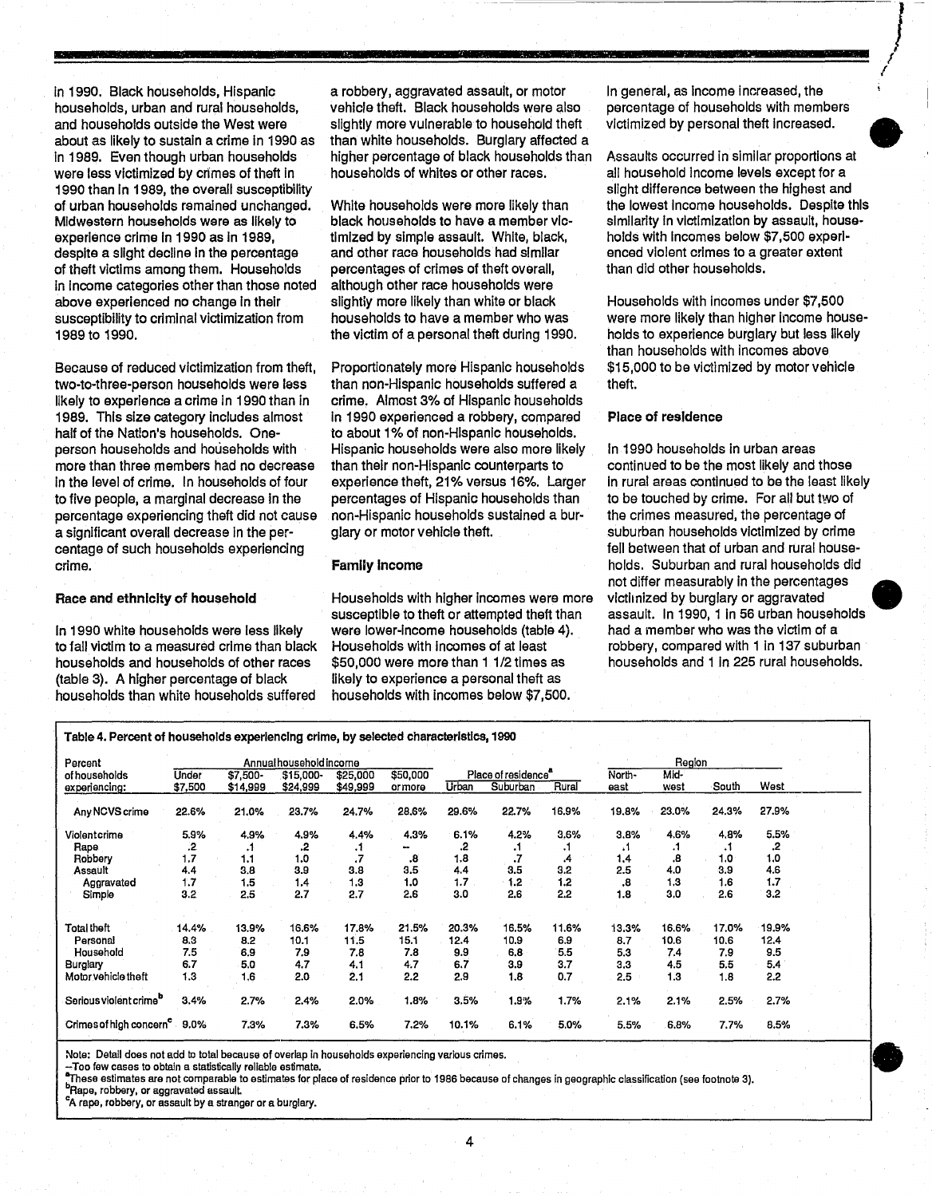in 1990. Black households, Hispanic households, urban and rural households, and households outside the West were about as likely to sustain a crime in 1990 as in 1989. Even though urban households were less victimized by crimes of theft in 1990 than in 1989, the overall susceptibility of urban households remained unchanged. Midwestern households were as likely to experience crime in 1990 as in 1989, despite a slight decline in the percentage of theft victims among them. Households in income categories other than those noted above experienced no change in their susceptibility to criminal victimization from 1989 to 1990.

Because of reduced victimization from theft, two-to-three-person households were less likely to experience a crime in 1990 than in 1989. This size category includes almost half of the Nation's households. One-person households and households with more than three members had no decrease in the level of crime. In households of four to five people, a marginal decrease in the percentage experiencing theft did not cause a significant overall decrease in the percentage of such households experiencing crime.

### Race and ethnicity of household

In 1990 white households were less likely to fall victim to a measured crime than black households and households of other races (table 3). A higher percentage of black households than white households suffered a robbery, aggravated assault, or motor vehicle theft. Black households were also slightly more vulnerable to household theft than white households. Burglary affected a higher percentage of black households than households of whites or other races.

White households were more likely than black households to have a member victimized by simple assault. White, black, and other race households had similar percentages of crimes of theft overall, although other race households were slightly more likely than white or black households to have a member who was the victim of a personal theft during 1990.

Proportionately more Hispanic households than non-Hispanic households suffered a crime. Almost 3% of Hispanic households in 1990 experienced a robbery, compared to about 1% of non-Hispanic households. Hispanic households were also more likely than their non-Hispanic counterparts to experience theft, 21% versus 16%. Larger percentages of Hispanic households than non-Hispanic households sustained a burglary or motor vehicle theft.

### Family income

Households with higher incomes were more susceptible to theft or attempted theft than were lower-income households (table 4). Households with incomes of at least $50,000 were more than 1 1/2 times as likely to experience a personal theft as households with incomes below $7,500.

In general, as income increased, the percentage of households with members victimized by personal theft increased.

Assaults occurred in similar proportions at all household income levels except for a slight difference between the highest and the lowest income households. Despite this similarity in victimization by assault, households with incomes below $7,500 experienced violent crimes to a greater extent than did other households.

Households with incomes under $7,500 were more likely than higher income households to experience burglary but less likely than households with incomes above $15,000 to be victimized by motor vehicle theft.

### Place of residence

In 1990 households in urban areas continued to be the most likely and those in rural areas continued to be the least likely to be touched by crime. For all but two of the crimes measured, the percentage of suburban households victimized by crime fell between that of urban and rural households. Suburban and rural households did not differ measurably in the percentages victimized by burglary or aggravated assault. In 1990, 1 in 56 urban households had a member who was the victim of a robbery, compared with 1 in 137 suburban households and 1 in 225 rural households.

**Table 4. Percent of households experiencing crime, by selected characteristics, 1990**

| Percent of households experiencing: | Annual household income | | | | | Place of residence[a] | | | Region | | | |
|---|---|---|---|---|---|---|---|---|---|---|---|---|
| | Under $7,500 | $7,500-$14,999 | $15,000-$24,999 | $25,000-$49,999 | $50,000 or more | Urban | Suburban | Rural | North-east | Mid-west | South | West |
| Any NCVS crime | 22.6% | 21.0% | 23.7% | 24.7% | 28.6% | 29.6% | 22.7% | 16.9% | 19.8% | 23.0% | 24.3% | 27.9% |
| Violent crime | 5.9% | 4.9% | 4.9% | 4.4% | 4.3% | 6.1% | 4.2% | 3.6% | 3.8% | 4.6% | 4.8% | 5.5% |
| Rape | .2 | .1 | .2 | .1 | -- | .2 | .1 | .1 | .1 | .1 | .1 | .2 |
| Robbery | 1.7 | 1.1 | 1.0 | .7 | .8 | 1.8 | .7 | .4 | 1.4 | .8 | 1.0 | 1.0 |
| Assault | 4.4 | 3.8 | 3.9 | 3.8 | 3.5 | 4.4 | 3.5 | 3.2 | 2.5 | 4.0 | 3.9 | 4.6 |
| Aggravated | 1.7 | 1.5 | 1.4 | 1.3 | 1.0 | 1.7 | 1.2 | 1.2 | .8 | 1.3 | 1.6 | 1.7 |
| Simple | 3.2 | 2.5 | 2.7 | 2.7 | 2.6 | 3.0 | 2.6 | 2.2 | 1.8 | 3.0 | 2.6 | 3.2 |
| Total theft | 14.4% | 13.9% | 16.6% | 17.8% | 21.5% | 20.3% | 16.5% | 11.6% | 13.3% | 16.6% | 17.0% | 19.9% |
| Personal | 8.3 | 8.2 | 10.1 | 11.5 | 15.1 | 12.4 | 10.9 | 6.9 | 8.7 | 10.6 | 10.6 | 12.4 |
| Household | 7.5 | 6.9 | 7.9 | 7.8 | 7.8 | 9.9 | 6.8 | 5.5 | 5.3 | 7.4 | 7.9 | 9.5 |
| Burglary | 6.7 | 5.0 | 4.7 | 4.1 | 4.7 | 6.7 | 3.9 | 3.7 | 3.3 | 4.5 | 5.5 | 5.4 |
| Motor vehicle theft | 1.3 | 1.6 | 2.0 | 2.1 | 2.2 | 2.9 | 1.8 | 0.7 | 2.5 | 1.3 | 1.8 | 2.2 |
| Serious violent crime[b] | 3.4% | 2.7% | 2.4% | 2.0% | 1.8% | 3.5% | 1.9% | 1.7% | 2.1% | 2.1% | 2.5% | 2.7% |
| Crimes of high concern[c] | 9.0% | 7.3% | 7.3% | 6.5% | 7.2% | 10.1% | 6.1% | 5.0% | 5.5% | 6.8% | 7.7% | 8.5% |

Note: Detail does not add to total because of overlap in households experiencing various crimes.
--Too few cases to obtain a statistically reliable estimate.
[a]These estimates are not comparable to estimates for place of residence prior to 1986 because of changes in geographic classification (see footnote 3).
[b]Rape, robbery, or aggravated assault.
[c]A rape, robbery, or assault by a stranger or a burglary.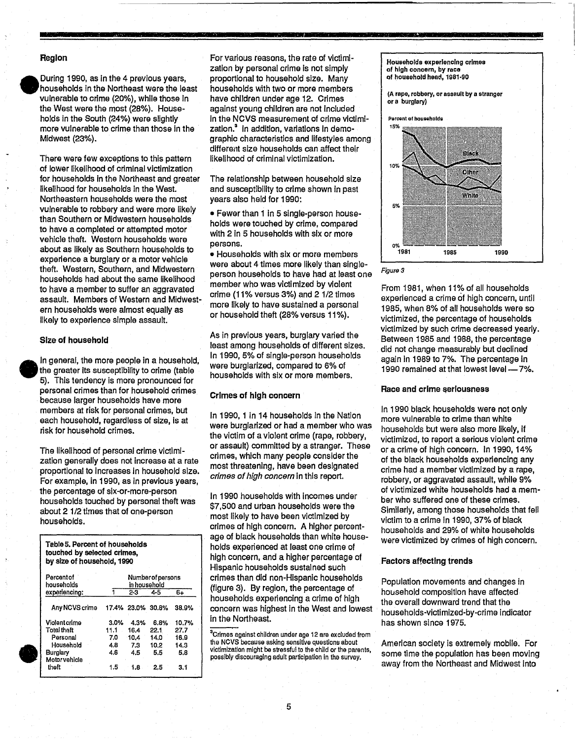### Region

During 1990, as in the 4 previous years, households in the Northeast were the least vulnerable to crime (20%), while those in the West were the most (28%). Households in the South (24%) were slightly more vulnerable to crime than those in the Midwest (23%).

There were few exceptions to this pattern of lower likelihood of criminal victimization for households in the Northeast and greater likelihood for households in the West. Northeastern households were the most vulnerable to robbery and were more likely than Southern or Midwestern households to have a completed or attempted motor vehicle theft. Western households were about as likely as Southern households to experience a burglary or a motor vehicle theft. Western, Southern, and Midwestern households had about the same likelihood to have a member to suffer an aggravated assault. Members of Western and Midwestern households were almost equally as likely to experience simple assault.

### Size of household

In general, the more people in a household, the greater its susceptibility to crime (table 5). This tendency is more pronounced for personal crimes than for household crimes because larger households have more members at risk for personal crimes, but each household, regardless of size, is at risk for household crimes.

The likelihood of personal crime victimization generally does not increase at a rate proportional to increases in household size. For example, in 1990, as in previous years, the percentage of six-or-more-person households touched by personal theft was about 2 1/2 times that of one-person households.

**Table 5. Percent of households touched by selected crimes, by size of household, 1990**

| Percent of households experiencing: | Number of persons in household | | | |
|---|---|---|---|---|
| | 1 | 2-3 | 4-5 | 6+ |
| Any NCVS crime | 17.4% | 23.0% | 30.8% | 38.9% |
| Violent crime | 3.0% | 4.3% | 6.8% | 10.7% |
| Total theft | 11.1 | 16.4 | 22.1 | 27.7 |
| Personal | 7.0 | 10.4 | 14.0 | 16.9 |
| Household | 4.8 | 7.3 | 10.2 | 14.3 |
| Burglary | 4.6 | 4.5 | 5.5 | 5.8 |
| Motor vehicle theft | 1.5 | 1.8 | 2.5 | 3.1 |

For various reasons, the rate of victimization by personal crime is not simply proportional to household size. Many households with two or more members have children under age 12. Crimes against young children are not included in the NCVS measurement of crime victimization.[3] In addition, variations in demographic characteristics and lifestyles among different size households can affect their likelihood of criminal victimization.

The relationship between household size and susceptibility to crime shown in past years also held for 1990:

- Fewer than 1 in 5 single-person households were touched by crime, compared with 2 in 5 households with six or more persons.
- Households with six or more members were about 4 times more likely than single-person households to have had at least one member who was victimized by violent crime (11% versus 3%) and 2 1/2 times more likely to have sustained a personal or household theft (28% versus 11%).

As in previous years, burglary varied the least among households of different sizes. In 1990, 5% of single-person households were burglarized, compared to 6% of households with six or more members.

### Crimes of high concern

In 1990, 1 in 14 households in the Nation were burglarized or had a member who was the victim of a violent crime (rape, robbery, or assault) committed by a stranger. These crimes, which many people consider the most threatening, have been designated *crimes of high concern* in this report.

In 1990 households with incomes under $7,500 and urban households were the most likely to have been victimized by crimes of high concern. A higher percentage of black households than white households experienced at least one crime of high concern, and a higher percentage of Hispanic households sustained such crimes than did non-Hispanic households (figure 3). By region, the percentage of households experiencing a crime of high concern was highest in the West and lowest in the Northeast.

[3] Crimes against children under age 12 are excluded from the NCVS because asking sensitive questions about victimization might be stressful to the child or the parents, possibly discouraging adult participation in the survey.

**Households experiencing crimes of high concern, by race of household head, 1981-90**

(A rape, robbery, or assault by a stranger or a burglary)

*Figure 3*

From 1981, when 11% of all households experienced a crime of high concern, until 1985, when 8% of all households were so victimized, the percentage of households victimized by such crime decreased yearly. Between 1985 and 1988, the percentage did not change measurably but declined again in 1989 to 7%. The percentage in 1990 remained at that lowest level — 7%.

### Race and crime seriousness

In 1990 black households were not only more vulnerable to crime than white households but were also more likely, if victimized, to report a serious violent crime or a crime of high concern. In 1990, 14% of the black households experiencing any crime had a member victimized by a rape, robbery, or aggravated assault, while 9% of victimized white households had a member who suffered one of these crimes. Similarly, among those households that fell victim to a crime in 1990, 37% of black households and 29% of white households were victimized by crimes of high concern.

### Factors affecting trends

Population movements and changes in household composition have affected the overall downward trend that the households-victimized-by-crime indicator has shown since 1975.

American society is extremely mobile. For some time the population has been moving away from the Northeast and Midwest into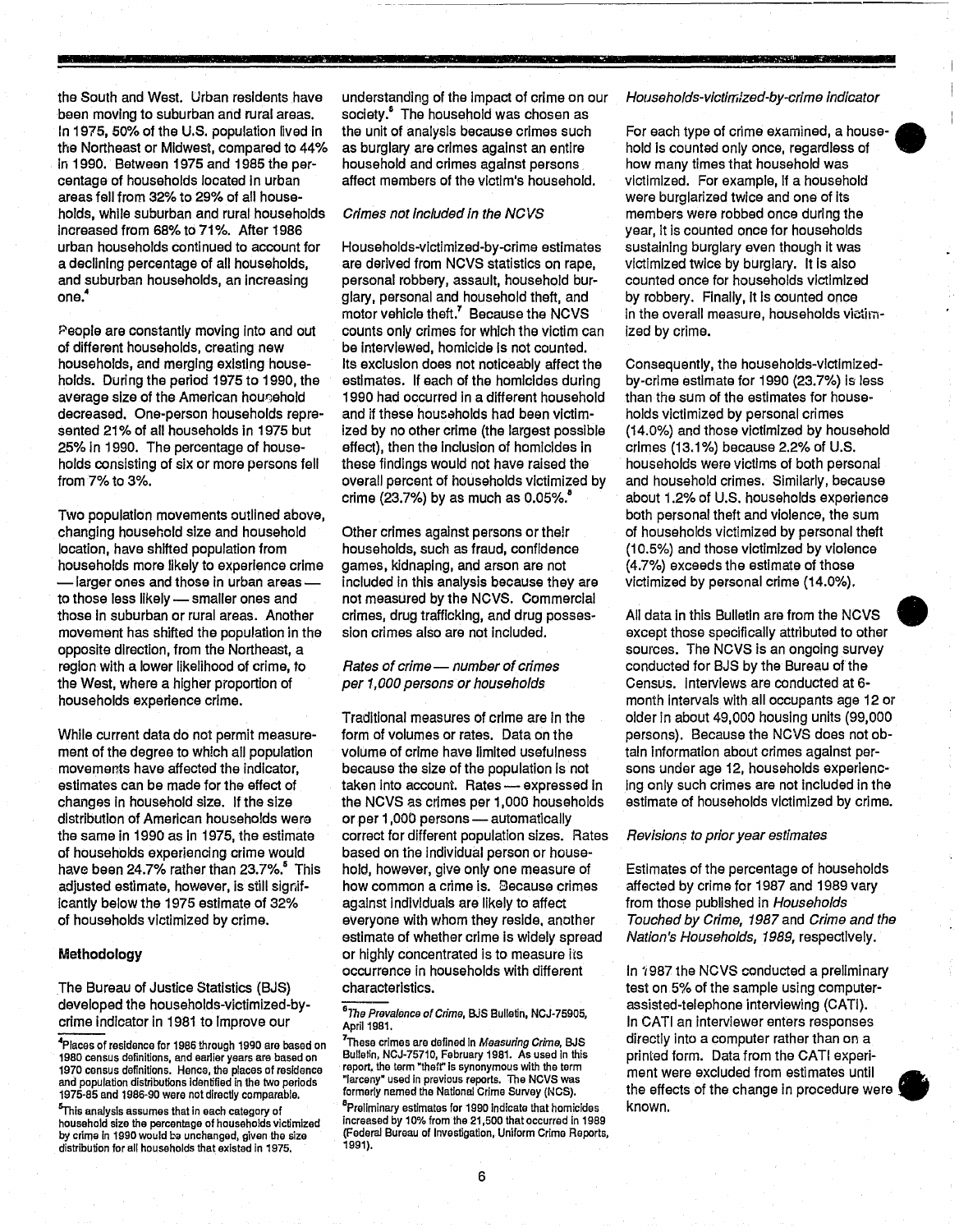the South and West. Urban residents have been moving to suburban and rural areas. In 1975, 50% of the U.S. population lived in the Northeast or Midwest, compared to 44% in 1990. Between 1975 and 1985 the percentage of households located in urban areas fell from 32% to 29% of all households, while suburban and rural households increased from 68% to 71%. After 1986 urban households continued to account for a declining percentage of all households, and suburban households, an increasing one.[4]

People are constantly moving into and out of different households, creating new households, and merging existing households. During the period 1975 to 1990, the average size of the American household decreased. One-person households represented 21% of all households in 1975 but 25% in 1990. The percentage of households consisting of six or more persons fell from 7% to 3%.

Two population movements outlined above, changing household size and household location, have shifted population from households more likely to experience crime — larger ones and those in urban areas — to those less likely — smaller ones and those in suburban or rural areas. Another movement has shifted the population in the opposite direction, from the Northeast, a region with a lower likelihood of crime, to the West, where a higher proportion of households experience crime.

While current data do not permit measurement of the degree to which all population movements have affected the indicator, estimates can be made for the effect of changes in household size. If the size distribution of American households were the same in 1990 as in 1975, the estimate of households experiencing crime would have been 24.7% rather than 23.7%.[5] This adjusted estimate, however, is still significantly below the 1975 estimate of 32% of households victimized by crime.

## Methodology

The Bureau of Justice Statistics (BJS) developed the households-victimized-by-crime indicator in 1981 to improve our understanding of the impact of crime on our society.[6] The household was chosen as the unit of analysis because crimes such as burglary are crimes against an entire household and crimes against persons affect members of the victim's household.

*Crimes not included in the NCVS*

Households-victimized-by-crime estimates are derived from NCVS statistics on rape, personal robbery, assault, household burglary, personal and household theft, and motor vehicle theft.[7] Because the NCVS counts only crimes for which the victim can be interviewed, homicide is not counted. Its exclusion does not noticeably affect the estimates. If each of the homicides during 1990 had occurred in a different household and if these households had been victimized by no other crime (the largest possible effect), then the inclusion of homicides in these findings would not have raised the overall percent of households victimized by crime (23.7%) by as much as 0.05%.[8]

Other crimes against persons or their households, such as fraud, confidence games, kidnaping, and arson are not included in this analysis because they are not measured by the NCVS. Commercial crimes, drug trafficking, and drug possession crimes also are not included.

*Rates of crime — number of crimes per 1,000 persons or households*

Traditional measures of crime are in the form of volumes or rates. Data on the volume of crime have limited usefulness because the size of the population is not taken into account. Rates — expressed in the NCVS as crimes per 1,000 households or per 1,000 persons — automatically correct for different population sizes. Rates based on the individual person or household, however, give only one measure of how common a crime is. Because crimes against individuals are likely to affect everyone with whom they reside, another estimate of whether crime is widely spread or highly concentrated is to measure its occurrence in households with different characteristics.

*Households-victimized-by-crime indicator*

For each type of crime examined, a household is counted only once, regardless of how many times that household was victimized. For example, if a household were burglarized twice and one of its members were robbed once during the year, it is counted once for households sustaining burglary even though it was victimized twice by burglary. It is also counted once for households victimized by robbery. Finally, it is counted once in the overall measure, households victimized by crime.

Consequently, the households-victimized-by-crime estimate for 1990 (23.7%) is less than the sum of the estimates for households victimized by personal crimes (14.0%) and those victimized by household crimes (13.1%) because 2.2% of U.S. households were victims of both personal and household crimes. Similarly, because about 1.2% of U.S. households experience both personal theft and violence, the sum of households victimized by personal theft (10.5%) and those victimized by violence (4.7%) exceeds the estimate of those victimized by personal crime (14.0%).

All data in this Bulletin are from the NCVS except those specifically attributed to other sources. The NCVS is an ongoing survey conducted for BJS by the Bureau of the Census. Interviews are conducted at 6-month intervals with all occupants age 12 or older in about 49,000 housing units (99,000 persons). Because the NCVS does not obtain information about crimes against persons under age 12, households experiencing only such crimes are not included in the estimate of households victimized by crime.

*Revisions to prior year estimates*

Estimates of the percentage of households affected by crime for 1987 and 1989 vary from those published in *Households Touched by Crime, 1987* and *Crime and the Nation's Households, 1989*, respectively.

In 1987 the NCVS conducted a preliminary test on 5% of the sample using computer-assisted-telephone interviewing (CATI). In CATI an interviewer enters responses directly into a computer rather than on a printed form. Data from the CATI experiment were excluded from estimates until the effects of the change in procedure were known.

---

[4] Places of residence for 1986 through 1990 are based on 1980 census definitions, and earlier years are based on 1970 census definitions. Hence, the places of residence and population distributions identified in the two periods 1975-85 and 1986-90 were not directly comparable.

[5] This analysis assumes that in each category of household size the percentage of households victimized by crime in 1990 would be unchanged, given the size distribution for all households that existed in 1975.

[6] *The Prevalence of Crime*, BJS Bulletin, NCJ-75905, April 1981.

[7] These crimes are defined in *Measuring Crime*, BJS Bulletin, NCJ-75710, February 1981. As used in this report, the term "theft" is synonymous with the term "larceny" used in previous reports. The NCVS was formerly named the National Crime Survey (NCS).

[8] Preliminary estimates for 1990 indicate that homicides increased by 10% from the 21,500 that occurred in 1989 (Federal Bureau of Investigation, Uniform Crime Reports, 1991).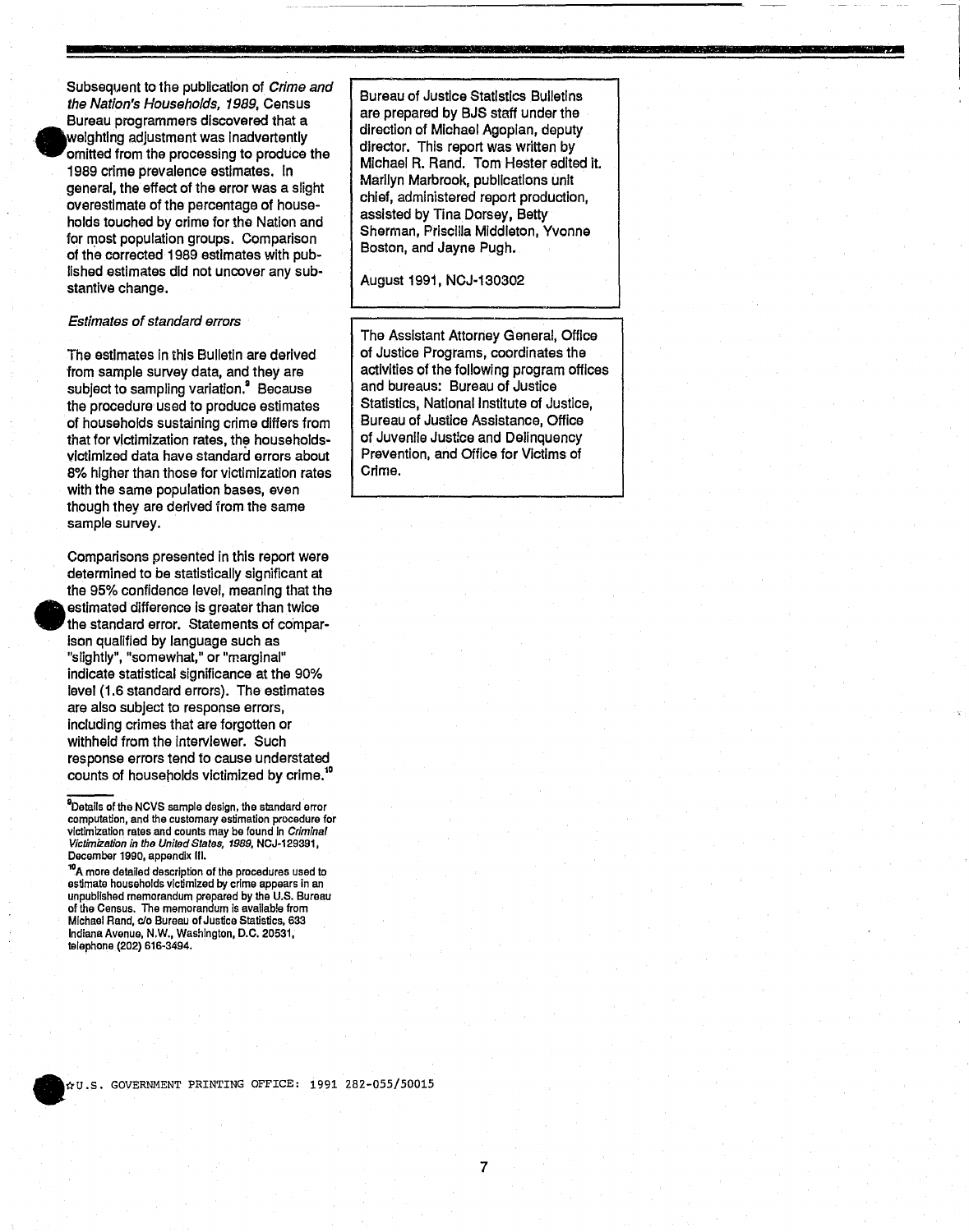Subsequent to the publication of *Crime and the Nation's Households, 1989*, Census Bureau programmers discovered that a weighting adjustment was inadvertently omitted from the processing to produce the 1989 crime prevalence estimates. In general, the effect of the error was a slight overestimate of the percentage of households touched by crime for the Nation and for most population groups. Comparison of the corrected 1989 estimates with published estimates did not uncover any substantive change.

*Estimates of standard errors*

The estimates in this Bulletin are derived from sample survey data, and they are subject to sampling variation.[9] Because the procedure used to produce estimates of households sustaining crime differs from that for victimization rates, the households-victimized data have standard errors about 8% higher than those for victimization rates with the same population bases, even though they are derived from the same sample survey.

Comparisons presented in this report were determined to be statistically significant at the 95% confidence level, meaning that the estimated difference is greater than twice the standard error. Statements of comparison qualified by language such as "slightly", "somewhat," or "marginal" indicate statistical significance at the 90% level (1.6 standard errors). The estimates are also subject to response errors, including crimes that are forgotten or withheld from the interviewer. Such response errors tend to cause understated counts of households victimized by crime.[10]

[9]Details of the NCVS sample design, the standard error computation, and the customary estimation procedure for victimization rates and counts may be found in *Criminal Victimization in the United States, 1989*, NCJ-129391, December 1990, appendix III.

[10]A more detailed description of the procedures used to estimate households victimized by crime appears in an unpublished memorandum prepared by the U.S. Bureau of the Census. The memorandum is available from Michael Rand, c/o Bureau of Justice Statistics, 633 Indiana Avenue, N.W., Washington, D.C. 20531, telephone (202) 616-3494.

Bureau of Justice Statistics Bulletins are prepared by BJS staff under the direction of Michael Agopian, deputy director. This report was written by Michael R. Rand. Tom Hester edited it. Marilyn Marbrook, publications unit chief, administered report production, assisted by Tina Dorsey, Betty Sherman, Priscilla Middleton, Yvonne Boston, and Jayne Pugh.

August 1991, NCJ-130302

The Assistant Attorney General, Office of Justice Programs, coordinates the activities of the following program offices and bureaus: Bureau of Justice Statistics, National Institute of Justice, Bureau of Justice Assistance, Office of Juvenile Justice and Delinquency Prevention, and Office for Victims of Crime.

☆U.S. GOVERNMENT PRINTING OFFICE: 1991 282-055/50015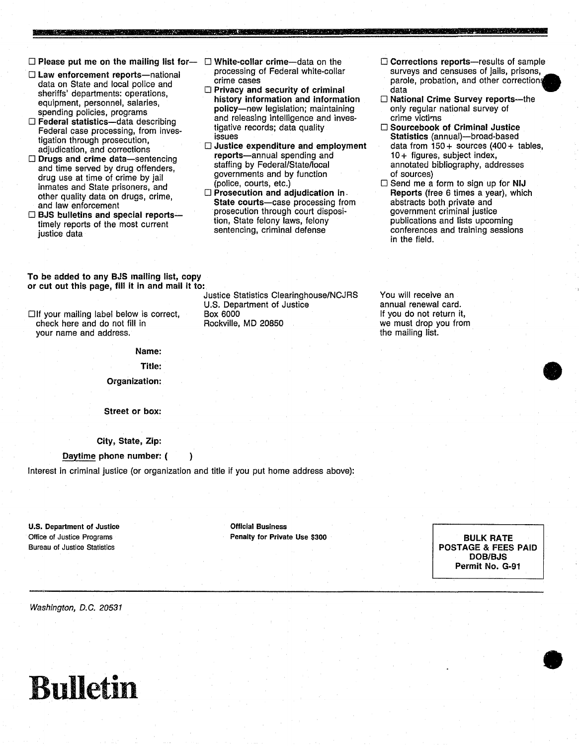☐ **Please put me on the mailing list for—**

☐ **Law enforcement reports**—national data on State and local police and sheriffs' departments: operations, equipment, personnel, salaries, spending policies, programs

☐ **Federal statistics**—data describing Federal case processing, from investigation through prosecution, adjudication, and corrections

☐ **Drugs and crime data**—sentencing and time served by drug offenders, drug use at time of crime by jail inmates and State prisoners, and other quality data on drugs, crime, and law enforcement

☐ **BJS bulletins and special reports**—timely reports of the most current justice data

☐ **White-collar crime**—data on the processing of Federal white-collar crime cases

☐ **Privacy and security of criminal history information and information policy**—new legislation; maintaining and releasing intelligence and investigative records; data quality issues

☐ **Justice expenditure and employment reports**—annual spending and staffing by Federal/State/local governments and by function (police, courts, etc.)

☐ **Prosecution and adjudication in State courts**—case processing from prosecution through court disposition, State felony laws, felony sentencing, criminal defense

☐ **Corrections reports**—results of sample surveys and censuses of jails, prisons, parole, probation, and other corrections data

☐ **National Crime Survey reports**—the only regular national survey of crime victims

☐ **Sourcebook of Criminal Justice Statistics** (annual)—broad-based data from 150+ sources (400+ tables, 10+ figures, subject index, annotated bibliography, addresses of sources)

☐ Send me a form to sign up for **NIJ Reports** (free 6 times a year), which abstracts both private and government criminal justice publications and lists upcoming conferences and training sessions in the field.

**To be added to any BJS mailing list, copy or cut out this page, fill it in and mail it to:**

Justice Statistics Clearinghouse/NCJRS
U.S. Department of Justice
Box 6000
Rockville, MD 20850

You will receive an annual renewal card. If you do not return it, we must drop you from the mailing list.

☐ If your mailing label below is correct, check here and do not fill in your name and address.

**Name:**

**Title:**

**Organization:**

**Street or box:**

**City, State, Zip:**

**Daytime phone number: (        )**

Interest in criminal justice (or organization and title if you put home address above):

**U.S. Department of Justice**
Office of Justice Programs
Bureau of Justice Statistics

**Official Business**
**Penalty for Private Use $300**

**BULK RATE**
**POSTAGE & FEES PAID**
**DOB/BJS**
**Permit No. G-91**

*Washington, D.C. 20531*

# Bulletin